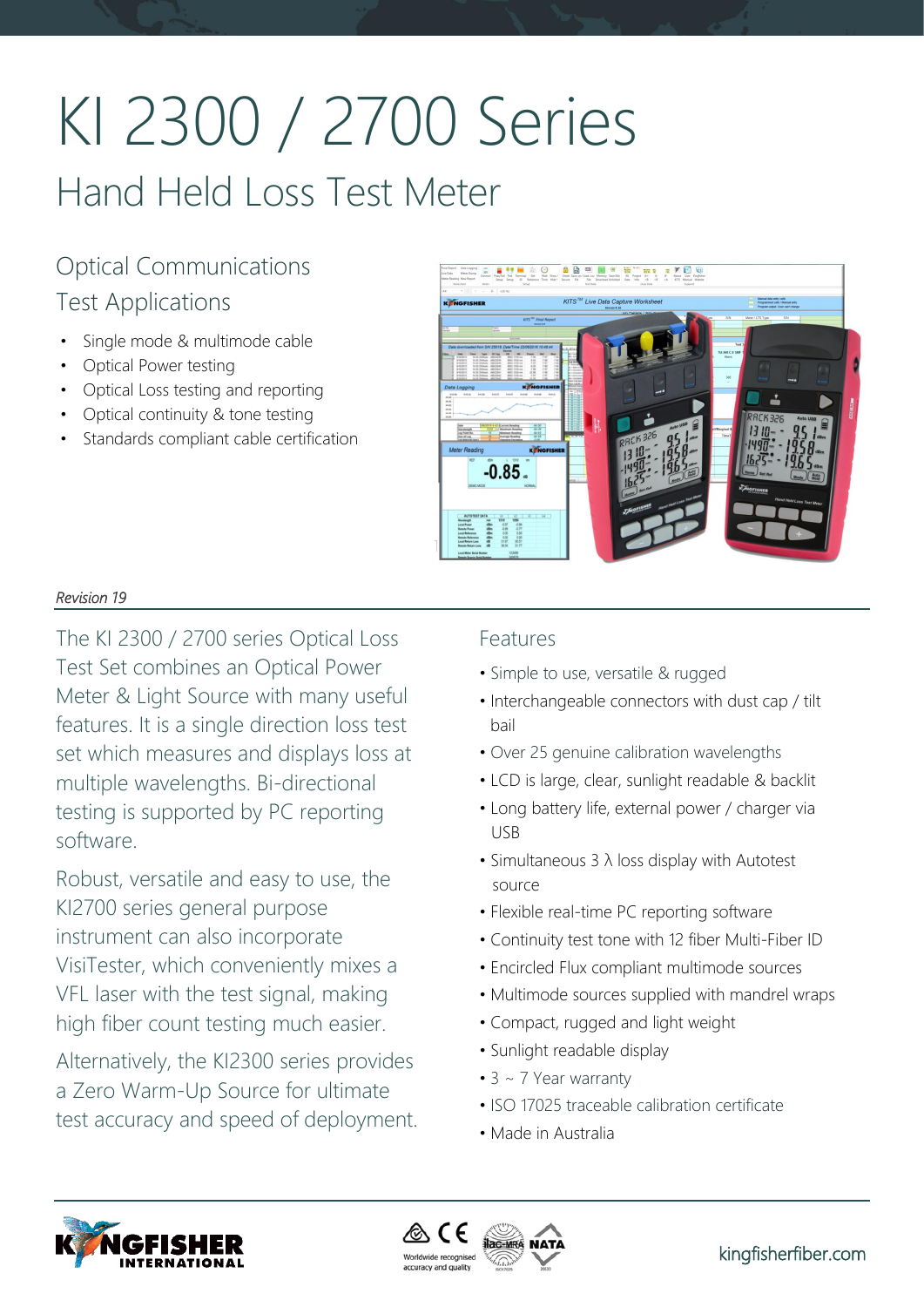# KI 2300 / 2700 Series

## Hand Held Loss Test Meter

### Optical Communications Test Applications

- Single mode & multimode cable
- Optical Power testing
- Optical Loss testing and reporting
- Optical continuity & tone testing
- Standards compliant cable certification

*Revision 19*

The KI 2300 / 2700 series Optical Loss Test Set combines an Optical Power Meter & Light Source with many useful features. It is a single direction loss test set which measures and displays loss at multiple wavelengths. Bi-directional testing is supported by PC reporting software.

Robust, versatile and easy to use, the KI2700 series general purpose instrument can also incorporate VisiTester, which conveniently mixes a VFL laser with the test signal, making high fiber count testing much easier.

Alternatively, the KI2300 series provides a Zero Warm-Up Source for ultimate test accuracy and speed of deployment.

### Features

- Simple to use, versatile & rugged
- Interchangeable connectors with dust cap / tilt bail
- Over 25 genuine calibration wavelengths
- LCD is large, clear, sunlight readable & backlit
- Long battery life, external power / charger via USB
- Simultaneous 3 λ loss display with Autotest source
- Flexible real-time PC reporting software
- Continuity test tone with 12 fiber Multi-Fiber ID
- Encircled Flux compliant multimode sources
- Multimode sources supplied with mandrel wraps
- Compact, rugged and light weight
- Sunlight readable display
- 3 ~ 7 Year warranty
- ISO 17025 traceable calibration certificate
- Made in Australia

Worldwide recognised accuracy and quality

kingfisherfiber.com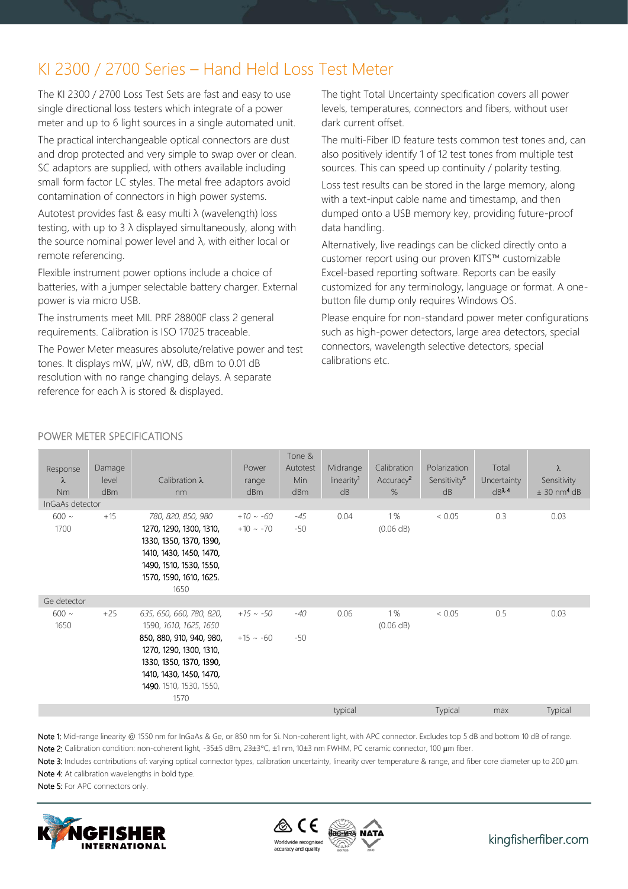# KI 2300 / 2700 Series – Hand Held Loss Test Meter

The KI 2300 / 2700 Loss Test Sets are fast and easy to use single directional loss testers which integrate of a power meter and up to 6 light sources in a single automated unit.

The practical interchangeable optical connectors are dust and drop protected and very simple to swap over or clean. SC adaptors are supplied, with others available including small form factor LC styles. The metal free adaptors avoid contamination of connectors in high power systems.

Autotest provides fast & easy multi λ (wavelength) loss testing, with up to 3 λ displayed simultaneously, along with the source nominal power level and λ, with either local or remote referencing.

Flexible instrument power options include a choice of batteries, with a jumper selectable battery charger. External power is via micro USB.

The instruments meet MIL PRF 28800F class 2 general requirements. Calibration is ISO 17025 traceable.

The Power Meter measures absolute/relative power and test tones. It displays mW, μW, nW, dB, dBm to 0.01 dB resolution with no range changing delays. A separate reference for each λ is stored & displayed.

The tight Total Uncertainty specification covers all power levels, temperatures, connectors and fibers, without user dark current offset.

The multi-Fiber ID feature tests common test tones and, can also positively identify 1 of 12 test tones from multiple test sources. This can speed up continuity / polarity testing.

Loss test results can be stored in the large memory, along with a text-input cable name and timestamp, and then dumped onto a USB memory key, providing future-proof data handling.

Alternatively, live readings can be clicked directly onto a customer report using our proven KITS™ customizable Excel-based reporting software. Reports can be easily customized for any terminology, language or format. A one-button file dump only requires Windows OS.

Please enquire for non-standard power meter configurations such as high-power detectors, large area detectors, special connectors, wavelength selective detectors, special calibrations etc.

## POWER METER SPECIFICATIONS

| Response λ Nm | Damage level dBm | Calibration λ nm | Power range dBm | Tone & Autotest Min dBm | Midrange linearity[1] dB | Calibration Accuracy[2] % | Polarization Sensitivity[5] dB | Total Uncertainty dB[3, 4] | λ Sensitivity ± 30 nm[4] dB |
|---|---|---|---|---|---|---|---|---|---|
| InGaAs detector | | | | | | | | | |
| 600 ~ 1700 | +15 | *780, 820, 850, 980* | *+10 ~ -60* | *-45* | 0.04 | 1 % (0.06 dB) | < 0.05 | 0.3 | 0.03 |
| | | **1270, 1290, 1300, 1310, 1330, 1350, 1370, 1390, 1410, 1430, 1450, 1470, 1490, 1510, 1530, 1550, 1570, 1590, 1610, 1625**, 1650 | +10 ~ -70 | -50 | | | | | |
| Ge detector | | | | | | | | | |
| 600 ~ 1650 | +25 | *635, 650, 660, 780, 820,* 1590, *1610, 1625, 1650* | *+15 ~ -50* | *-40* | 0.06 | 1 % (0.06 dB) | < 0.05 | 0.5 | 0.03 |
| | | **850, 880, 910, 940, 980, 1270, 1290, 1300, 1310, 1330, 1350, 1370, 1390, 1410, 1430, 1450, 1470, 1490**, 1510, 1530, 1550, 1570 | +15 ~ -60 | -50 | | | | | |
| | | | | | typical | | Typical | max | Typical |

**Note 1:** Mid-range linearity @ 1550 nm for InGaAs & Ge, or 850 nm for Si. Non-coherent light, with APC connector. Excludes top 5 dB and bottom 10 dB of range.

**Note 2:** Calibration condition: non-coherent light, -35±5 dBm, 23±3°C, ±1 nm, 10±3 nm FWHM, PC ceramic connector, 100 μm fiber.

**Note 3:** Includes contributions of: varying optical connector types, calibration uncertainty, linearity over temperature & range, and fiber core diameter up to 200 μm.

**Note 4:** At calibration wavelengths in bold type.

**Note 5:** For APC connectors only.

Worldwide recognised accuracy and quality

kingfisherfiber.com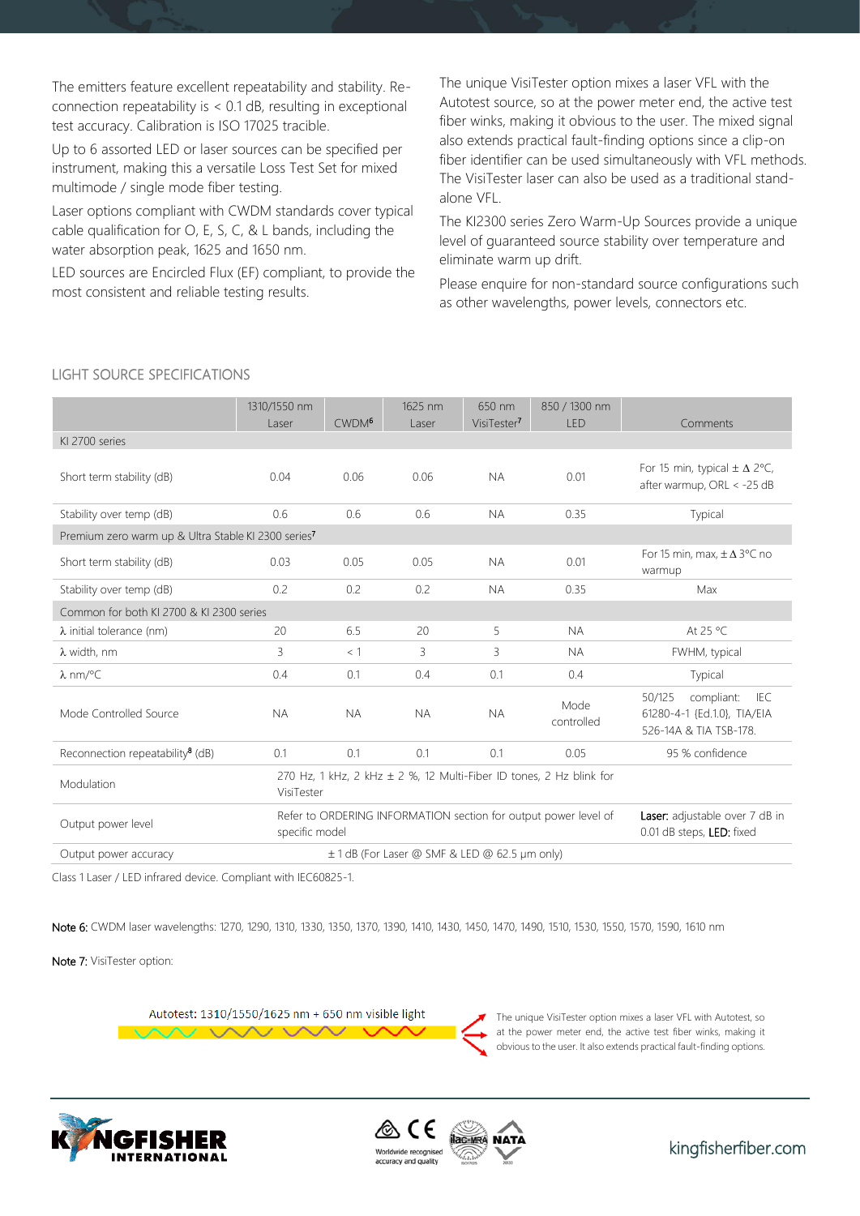The emitters feature excellent repeatability and stability. Re-connection repeatability is < 0.1 dB, resulting in exceptional test accuracy. Calibration is ISO 17025 tracible.

Up to 6 assorted LED or laser sources can be specified per instrument, making this a versatile Loss Test Set for mixed multimode / single mode fiber testing.

Laser options compliant with CWDM standards cover typical cable qualification for O, E, S, C, & L bands, including the water absorption peak, 1625 and 1650 nm.

LED sources are Encircled Flux (EF) compliant, to provide the most consistent and reliable testing results.

The unique VisiTester option mixes a laser VFL with the Autotest source, so at the power meter end, the active test fiber winks, making it obvious to the user. The mixed signal also extends practical fault-finding options since a clip-on fiber identifier can be used simultaneously with VFL methods. The VisiTester laser can also be used as a traditional stand-alone VFL.

The KI2300 series Zero Warm-Up Sources provide a unique level of guaranteed source stability over temperature and eliminate warm up drift.

Please enquire for non-standard source configurations such as other wavelengths, power levels, connectors etc.

## LIGHT SOURCE SPECIFICATIONS

| | 1310/1550 nm Laser | CWDM[6] | 1625 nm Laser | 650 nm VisiTester[7] | 850 / 1300 nm LED | Comments |
|---|---|---|---|---|---|---|
| KI 2700 series | | | | | | |
| Short term stability (dB) | 0.04 | 0.06 | 0.06 | NA | 0.01 | For 15 min, typical ± Δ 2°C, after warmup, ORL < -25 dB |
| Stability over temp (dB) | 0.6 | 0.6 | 0.6 | NA | 0.35 | Typical |
| Premium zero warm up & Ultra Stable KI 2300 series[7] | | | | | | |
| Short term stability (dB) | 0.03 | 0.05 | 0.05 | NA | 0.01 | For 15 min, max, ± Δ 3°C no warmup |
| Stability over temp (dB) | 0.2 | 0.2 | 0.2 | NA | 0.35 | Max |
| Common for both KI 2700 & KI 2300 series | | | | | | |
| λ initial tolerance (nm) | 20 | 6.5 | 20 | 5 | NA | At 25 °C |
| λ width, nm | 3 | < 1 | 3 | 3 | NA | FWHM, typical |
| λ nm/°C | 0.4 | 0.1 | 0.4 | 0.1 | 0.4 | Typical |
| Mode Controlled Source | NA | NA | NA | NA | Mode controlled | 50/125 compliant: IEC 61280-4-1 {Ed.1.0}, TIA/EIA 526-14A & TIA TSB-178. |
| Reconnection repeatability[8] (dB) | 0.1 | 0.1 | 0.1 | 0.1 | 0.05 | 95 % confidence |
| Modulation | 270 Hz, 1 kHz, 2 kHz ± 2 %, 12 Multi-Fiber ID tones, 2 Hz blink for VisiTester | | | | | |
| Output power level | Refer to ORDERING INFORMATION section for output power level of specific model | | | | | **Laser:** adjustable over 7 dB in 0.01 dB steps, **LED:** fixed |
| Output power accuracy | ± 1 dB (For Laser @ SMF & LED @ 62.5 µm only) | | | | | |

Class 1 Laser / LED infrared device. Compliant with IEC60825-1.

**Note 6:** CWDM laser wavelengths: 1270, 1290, 1310, 1330, 1350, 1370, 1390, 1410, 1430, 1450, 1470, 1490, 1510, 1530, 1550, 1570, 1590, 1610 nm

**Note 7:** VisiTester option:

Autotest: 1310/1550/1625 nm + 650 nm visible light

The unique VisiTester option mixes a laser VFL with Autotest, so at the power meter end, the active test fiber winks, making it obvious to the user. It also extends practical fault-finding options.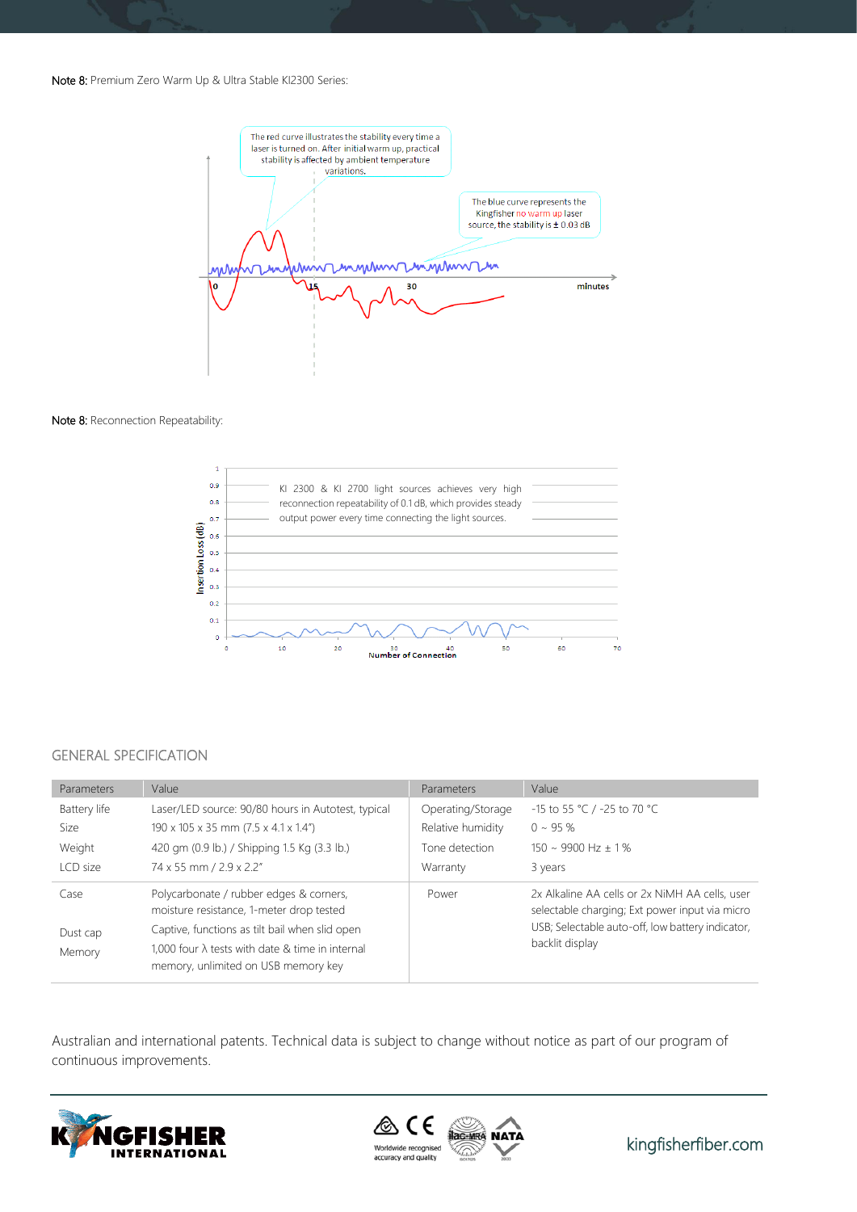**Note 8:** Premium Zero Warm Up & Ultra Stable KI2300 Series:

The red curve illustrates the stability every time a laser is turned on. After initial warm up, practical stability is affected by ambient temperature variations.

The blue curve represents the Kingfisher no warm up laser source, the stability is ± 0.03 dB

**Note 8:** Reconnection Repeatability:

KI 2300 & KI 2700 light sources achieves very high reconnection repeatability of 0.1 dB, which provides steady output power every time connecting the light sources.

## GENERAL SPECIFICATION

| Parameters | Value | Parameters | Value |
|---|---|---|---|
| Battery life | Laser/LED source: 90/80 hours in Autotest, typical | Operating/Storage | -15 to 55 °C / -25 to 70 °C |
| Size | 190 x 105 x 35 mm (7.5 x 4.1 x 1.4") | Relative humidity | 0 ~ 95 % |
| Weight | 420 gm (0.9 lb.) / Shipping 1.5 Kg (3.3 lb.) | Tone detection | 150 ~ 9900 Hz ± 1 % |
| LCD size | 74 x 55 mm / 2.9 x 2.2" | Warranty | 3 years |
| Case | Polycarbonate / rubber edges & corners, moisture resistance, 1-meter drop tested | Power | 2x Alkaline AA cells or 2x NiMH AA cells, user selectable charging; Ext power input via micro USB; Selectable auto-off, low battery indicator, backlit display |
| Dust cap | Captive, functions as tilt bail when slid open | | |
| Memory | 1,000 four λ tests with date & time in internal memory, unlimited on USB memory key | | |

Australian and international patents. Technical data is subject to change without notice as part of our program of continuous improvements.

Worldwide recognised accuracy and quality

kingfisherfiber.com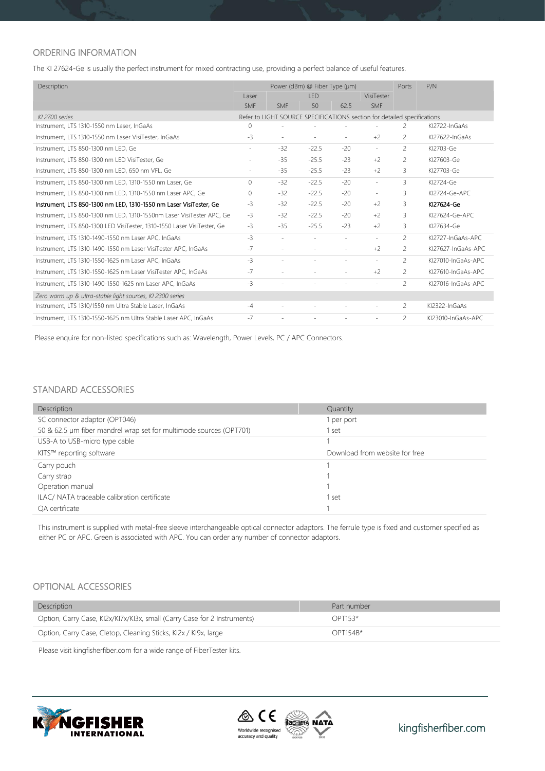## ORDERING INFORMATION

The KI 27624-Ge is usually the perfect instrument for mixed contracting use, providing a perfect balance of useful features.

| Description | Power (dBm) @ Fiber Type (μm) | | | | | Ports | P/N |
|---|---|---|---|---|---|---|---|
| | Laser | LED | | | VisiTester | | |
| | SMF | SMF | 50 | 62.5 | SMF | | |
| *KI 2700 series* | Refer to LIGHT SOURCE SPECIFICATIONS section for detailed specifications | | | | | | |
| Instrument, LTS 1310-1550 nm Laser, InGaAs | 0 | - | - | - | - | 2 | KI2722-InGaAs |
| Instrument, LTS 1310-1550 nm Laser VisiTester, InGaAs | -3 | - | - | - | +2 | 2 | KI27622-InGaAs |
| Instrument, LTS 850-1300 nm LED, Ge | - | -32 | -22.5 | -20 | - | 2 | KI2703-Ge |
| Instrument, LTS 850-1300 nm LED VisiTester, Ge | - | -35 | -25.5 | -23 | +2 | 2 | KI27603-Ge |
| Instrument, LTS 850-1300 nm LED, 650 nm VFL, Ge | - | -35 | -25.5 | -23 | +2 | 3 | KI27703-Ge |
| Instrument, LTS 850-1300 nm LED, 1310-1550 nm Laser, Ge | 0 | -32 | -22.5 | -20 | - | 3 | KI2724-Ge |
| Instrument, LTS 850-1300 nm LED, 1310-1550 nm Laser APC, Ge | 0 | -32 | -22.5 | -20 | - | 3 | KI2724-Ge-APC |
| Instrument, LTS 850-1300 nm LED, 1310-1550 nm Laser VisiTester, Ge | -3 | -32 | -22.5 | -20 | +2 | 3 | KI27624-Ge |
| Instrument, LTS 850-1300 nm LED, 1310-1550nm Laser VisiTester APC, Ge | -3 | -32 | -22.5 | -20 | +2 | 3 | KI27624-Ge-APC |
| Instrument, LTS 850-1300 LED VisiTester, 1310-1550 Laser VisiTester, Ge | -3 | -35 | -25.5 | -23 | +2 | 3 | KI27634-Ge |
| Instrument, LTS 1310-1490-1550 nm Laser APC, InGaAs | -3 | - | - | - | - | 2 | KI2727-InGaAs-APC |
| Instrument, LTS 1310-1490-1550 nm Laser VisiTester APC, InGaAs | -7 | - | - | - | +2 | 2 | KI27627-InGaAs-APC |
| Instrument, LTS 1310-1550-1625 nm Laser APC, InGaAs | -3 | - | - | - | - | 2 | KI27010-InGaAs-APC |
| Instrument, LTS 1310-1550-1625 nm Laser VisiTester APC, InGaAs | -7 | - | - | - | +2 | 2 | KI27610-InGaAs-APC |
| Instrument, LTS 1310-1490-1550-1625 nm Laser APC, InGaAs | -3 | - | - | - | - | 2 | KI27016-InGaAs-APC |
| *Zero warm up & ultra-stable light sources, KI 2300 series* | | | | | | | |
| Instrument, LTS 1310/1550 nm Ultra Stable Laser, InGaAs | -4 | - | - | - | - | 2 | KI2322-InGaAs |
| Instrument, LTS 1310-1550-1625 nm Ultra Stable Laser APC, InGaAs | -7 | - | - | - | - | 2 | KI23010-InGaAs-APC |

Please enquire for non-listed specifications such as: Wavelength, Power Levels, PC / APC Connectors.

## STANDARD ACCESSORIES

| Description | Quantity |
|---|---|
| SC connector adaptor (OPT046) | 1 per port |
| 50 & 62.5 μm fiber mandrel wrap set for multimode sources (OPT701) | 1 set |
| USB-A to USB-micro type cable | 1 |
| KITS™ reporting software | Download from website for free |
| Carry pouch | 1 |
| Carry strap | 1 |
| Operation manual | 1 |
| ILAC/ NATA traceable calibration certificate | 1 set |
| QA certificate | 1 |

This instrument is supplied with metal-free sleeve interchangeable optical connector adaptors. The ferrule type is fixed and customer specified as either PC or APC. Green is associated with APC. You can order any number of connector adaptors.

## OPTIONAL ACCESSORIES

| Description | Part number |
|---|---|
| Option, Carry Case, KI2x/KI7x/KI3x, small (Carry Case for 2 Instruments) | OPT153* |
| Option, Carry Case, Cletop, Cleaning Sticks, KI2x / KI9x, large | OPT154B* |

Please visit kingfisherfiber.com for a wide range of FiberTester kits.

Worldwide recognised accuracy and quality

kingfisherfiber.com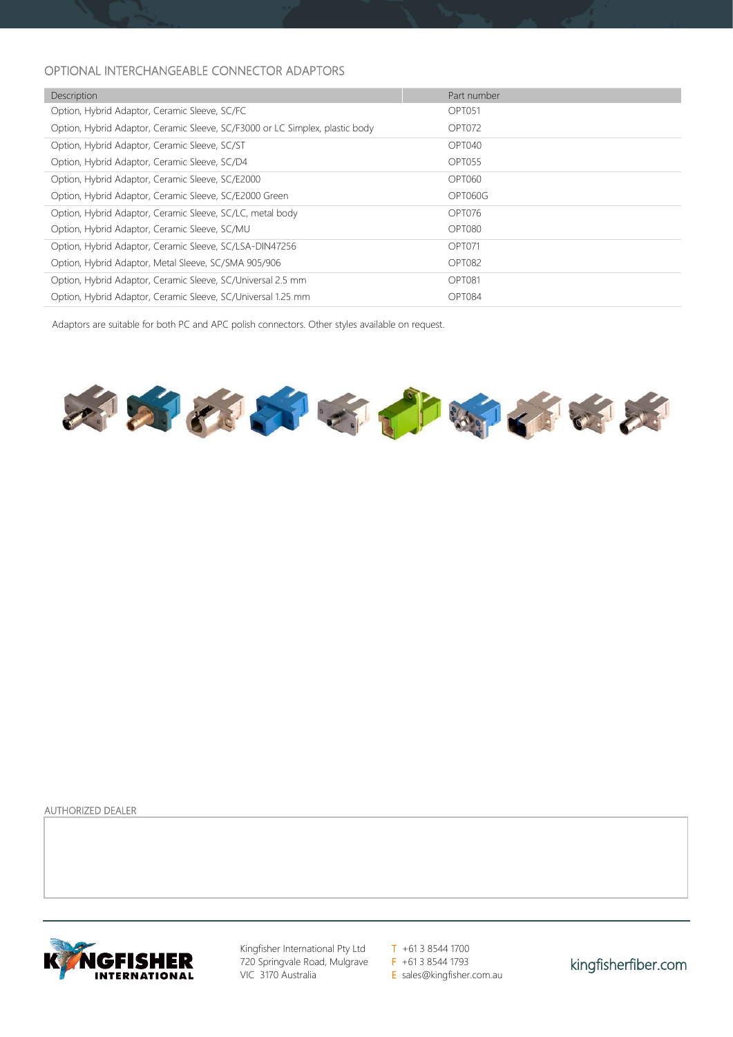## OPTIONAL INTERCHANGEABLE CONNECTOR ADAPTORS

| Description | Part number |
|---|---|
| Option, Hybrid Adaptor, Ceramic Sleeve, SC/FC | OPT051 |
| Option, Hybrid Adaptor, Ceramic Sleeve, SC/F3000 or LC Simplex, plastic body | OPT072 |
| Option, Hybrid Adaptor, Ceramic Sleeve, SC/ST | OPT040 |
| Option, Hybrid Adaptor, Ceramic Sleeve, SC/D4 | OPT055 |
| Option, Hybrid Adaptor, Ceramic Sleeve, SC/E2000 | OPT060 |
| Option, Hybrid Adaptor, Ceramic Sleeve, SC/E2000 Green | OPT060G |
| Option, Hybrid Adaptor, Ceramic Sleeve, SC/LC, metal body | OPT076 |
| Option, Hybrid Adaptor, Ceramic Sleeve, SC/MU | OPT080 |
| Option, Hybrid Adaptor, Ceramic Sleeve, SC/LSA-DIN47256 | OPT071 |
| Option, Hybrid Adaptor, Metal Sleeve, SC/SMA 905/906 | OPT082 |
| Option, Hybrid Adaptor, Ceramic Sleeve, SC/Universal 2.5 mm | OPT081 |
| Option, Hybrid Adaptor, Ceramic Sleeve, SC/Universal 1.25 mm | OPT084 |

Adaptors are suitable for both PC and APC polish connectors. Other styles available on request.

AUTHORIZED DEALER

Kingfisher International Pty Ltd
720 Springvale Road, Mulgrave
VIC 3170 Australia

T +61 3 8544 1700
F +61 3 8544 1793
E sales@kingfisher.com.au

kingfisherfiber.com